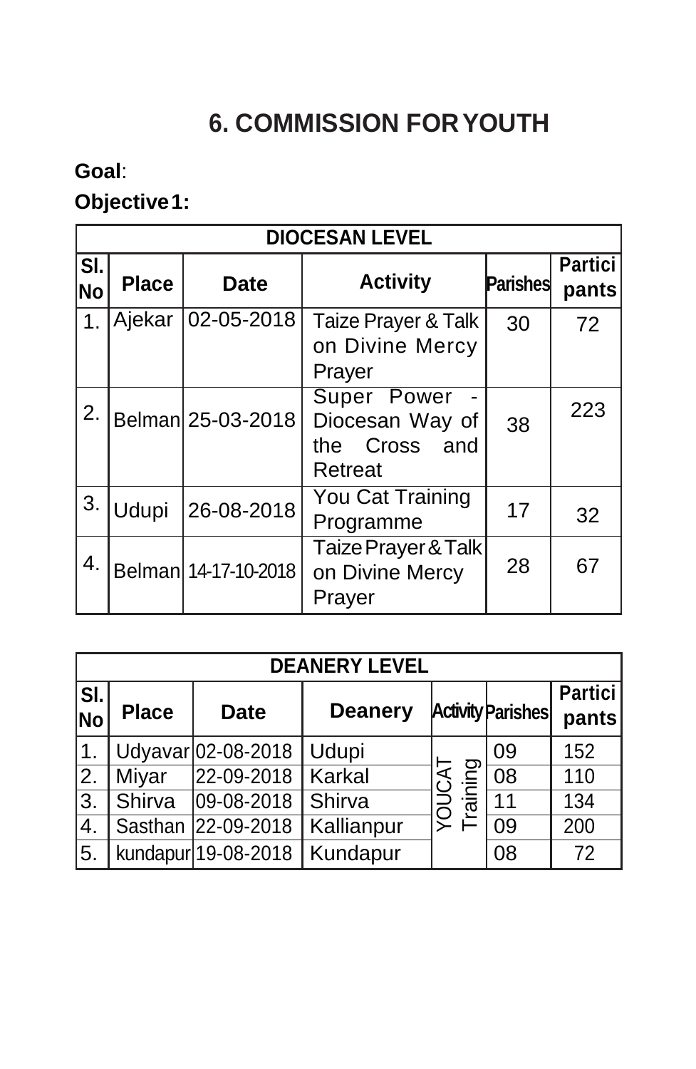# 6. COMMISSION FOR YOUTH

**Goal**:

**Objective 1:**

| DIOCESAN LEVEL | | | | | |
|---|---|---|---|---|---|
| Sl. No | Place | Date | Activity | Parishes | Participants |
| 1. | Ajekar | 02-05-2018 | Taize Prayer & Talk on Divine Mercy Prayer | 30 | 72 |
| 2. | Belman | 25-03-2018 | Super Power - Diocesan Way of the Cross and Retreat | 38 | 223 |
| 3. | Udupi | 26-08-2018 | You Cat Training Programme | 17 | 32 |
| 4. | Belman | 14-17-10-2018 | Taize Prayer & Talk on Divine Mercy Prayer | 28 | 67 |

| DEANERY LEVEL | | | | | | |
|---|---|---|---|---|---|---|
| Sl. No | Place | Date | Deanery | Activity | Parishes | Participants |
| 1. | Udyavar | 02-08-2018 | Udupi | YOUCAT Training | 09 | 152 |
| 2. | Miyar | 22-09-2018 | Karkal | | 08 | 110 |
| 3. | Shirva | 09-08-2018 | Shirva | | 11 | 134 |
| 4. | Sasthan | 22-09-2018 | Kallianpur | | 09 | 200 |
| 5. | kundapur | 19-08-2018 | Kundapur | | 08 | 72 |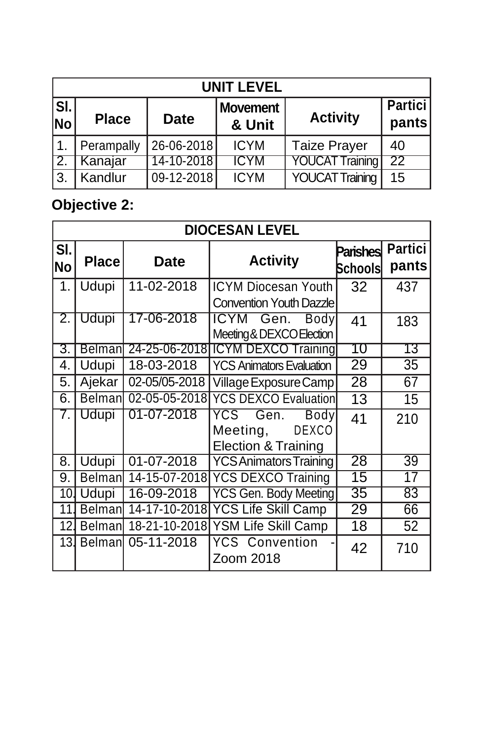| UNIT LEVEL | | | | | |
|---|---|---|---|---|---|
| Sl. No | Place | Date | Movement & Unit | Activity | Participants |
| 1. | Perampally | 26-06-2018 | ICYM | Taize Prayer | 40 |
| 2. | Kanajar | 14-10-2018 | ICYM | YOUCAT Training | 22 |
| 3. | Kandlur | 09-12-2018 | ICYM | YOUCAT Training | 15 |

**Objective 2:**

| DIOCESAN LEVEL | | | | | |
|---|---|---|---|---|---|
| Sl. No | Place | Date | Activity | Parishes Schools | Participants |
| 1. | Udupi | 11-02-2018 | ICYM Diocesan Youth Convention Youth Dazzle | 32 | 437 |
| 2. | Udupi | 17-06-2018 | ICYM Gen. Body Meeting & DEXCO Election | 41 | 183 |
| 3. | Belman | 24-25-06-2018 | ICYM DEXCO Training | 10 | 13 |
| 4. | Udupi | 18-03-2018 | YCS Animators Evaluation | 29 | 35 |
| 5. | Ajekar | 02-05/05-2018 | Village Exposure Camp | 28 | 67 |
| 6. | Belman | 02-05-05-2018 | YCS DEXCO Evaluation | 13 | 15 |
| 7. | Udupi | 01-07-2018 | YCS Gen. Body Meeting, DEXCO Election & Training | 41 | 210 |
| 8. | Udupi | 01-07-2018 | YCS Animators Training | 28 | 39 |
| 9. | Belman | 14-15-07-2018 | YCS DEXCO Training | 15 | 17 |
| 10. | Udupi | 16-09-2018 | YCS Gen. Body Meeting | 35 | 83 |
| 11. | Belman | 14-17-10-2018 | YCS Life Skill Camp | 29 | 66 |
| 12. | Belman | 18-21-10-2018 | YSM Life Skill Camp | 18 | 52 |
| 13. | Belman | 05-11-2018 | YCS Convention - Zoom 2018 | 42 | 710 |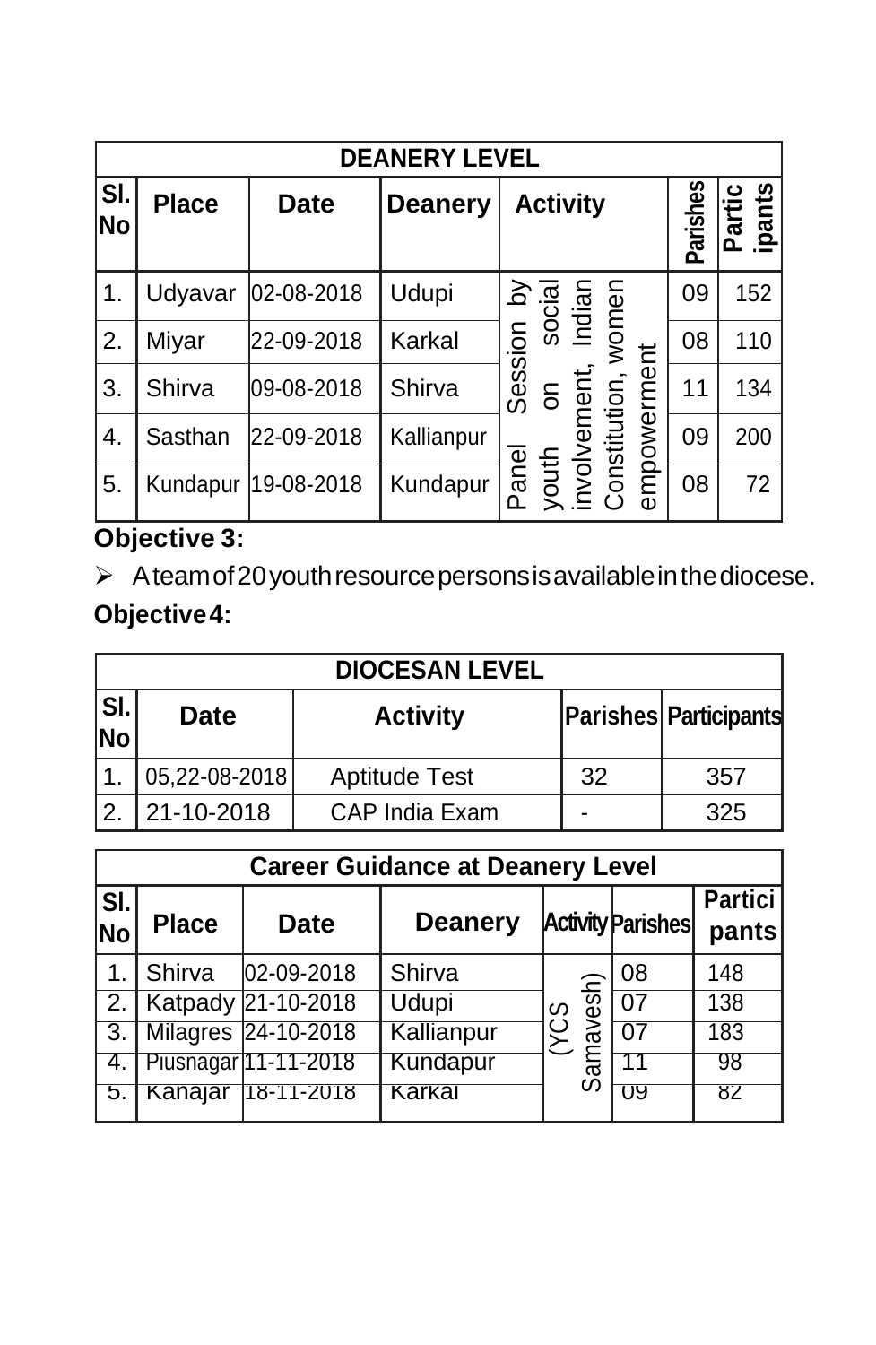| DEANERY LEVEL | | | | | | |
|---|---|---|---|---|---|---|
| Sl. No | Place | Date | Deanery | Activity | Parishes | Participants |
| 1. | Udyavar | 02-08-2018 | Udupi | Panel Session by youth on social involvement, Indian Constitution, women empowerment | 09 | 152 |
| 2. | Miyar | 22-09-2018 | Karkal | | 08 | 110 |
| 3. | Shirva | 09-08-2018 | Shirva | | 11 | 134 |
| 4. | Sasthan | 22-09-2018 | Kallianpur | | 09 | 200 |
| 5. | Kundapur | 19-08-2018 | Kundapur | | 08 | 72 |

**Objective 3:**

- A team of 20 youth resource persons is available in the diocese.

**Objective 4:**

| DIOCESAN LEVEL | | | | |
|---|---|---|---|---|
| Sl. No | Date | Activity | Parishes | Participants |
| 1. | 05,22-08-2018 | Aptitude Test | 32 | 357 |
| 2. | 21-10-2018 | CAP India Exam | - | 325 |

| Career Guidance at Deanery Level | | | | | | |
|---|---|---|---|---|---|---|
| Sl. No | Place | Date | Deanery | Activity | Parishes | Participants |
| 1. | Shirva | 02-09-2018 | Shirva | (YCS Samavesh) | 08 | 148 |
| 2. | Katpady | 21-10-2018 | Udupi | | 07 | 138 |
| 3. | Milagres | 24-10-2018 | Kallianpur | | 07 | 183 |
| 4. | Piusnagar | 11-11-2018 | Kundapur | | 11 | 98 |
| 5. | Kanajar | 18-11-2018 | Karkal | | 09 | 82 |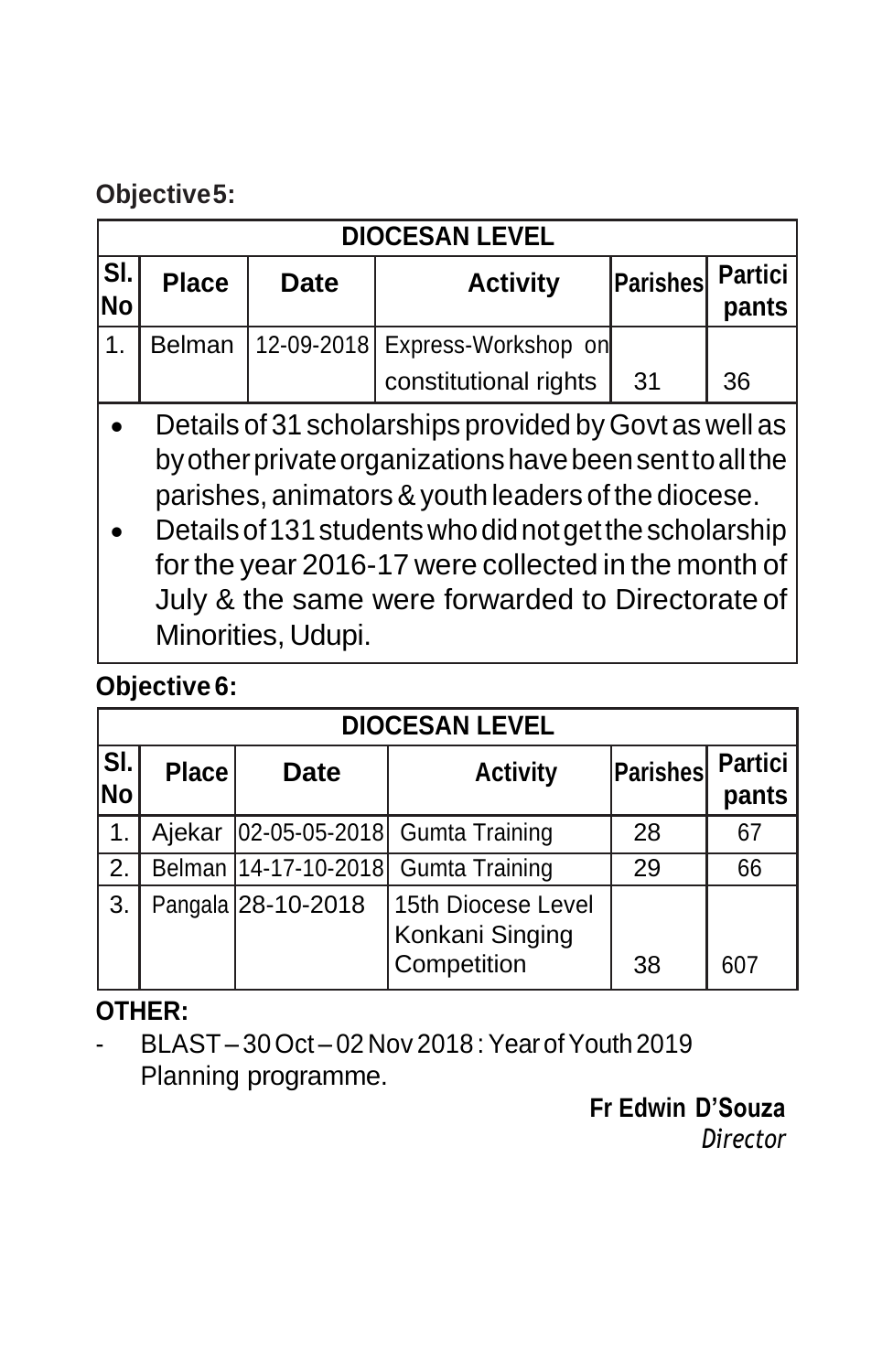**Objective5:**

| DIOCESAN LEVEL | | | | | |
|---|---|---|---|---|---|
| Sl. No | Place | Date | Activity | Parishes | Participants |
| 1. | Belman | 12-09-2018 | Express-Workshop on constitutional rights | 31 | 36 |

- Details of 31 scholarships provided by Govt as well as by other private organizations have been sent to all the parishes, animators & youth leaders of the diocese.
- Details of 131 students who did not get the scholarship for the year 2016-17 were collected in the month of July & the same were forwarded to Directorate of Minorities, Udupi.

**Objective 6:**

| DIOCESAN LEVEL | | | | | |
|---|---|---|---|---|---|
| Sl. No | Place | Date | Activity | Parishes | Participants |
| 1. | Ajekar | 02-05-05-2018 | Gumta Training | 28 | 67 |
| 2. | Belman | 14-17-10-2018 | Gumta Training | 29 | 66 |
| 3. | Pangala | 28-10-2018 | 15th Diocese Level Konkani Singing Competition | 38 | 607 |

**OTHER:**

- BLAST – 30 Oct – 02 Nov 2018 : Year of Youth 2019 Planning programme.

**Fr Edwin D'Souza**
*Director*